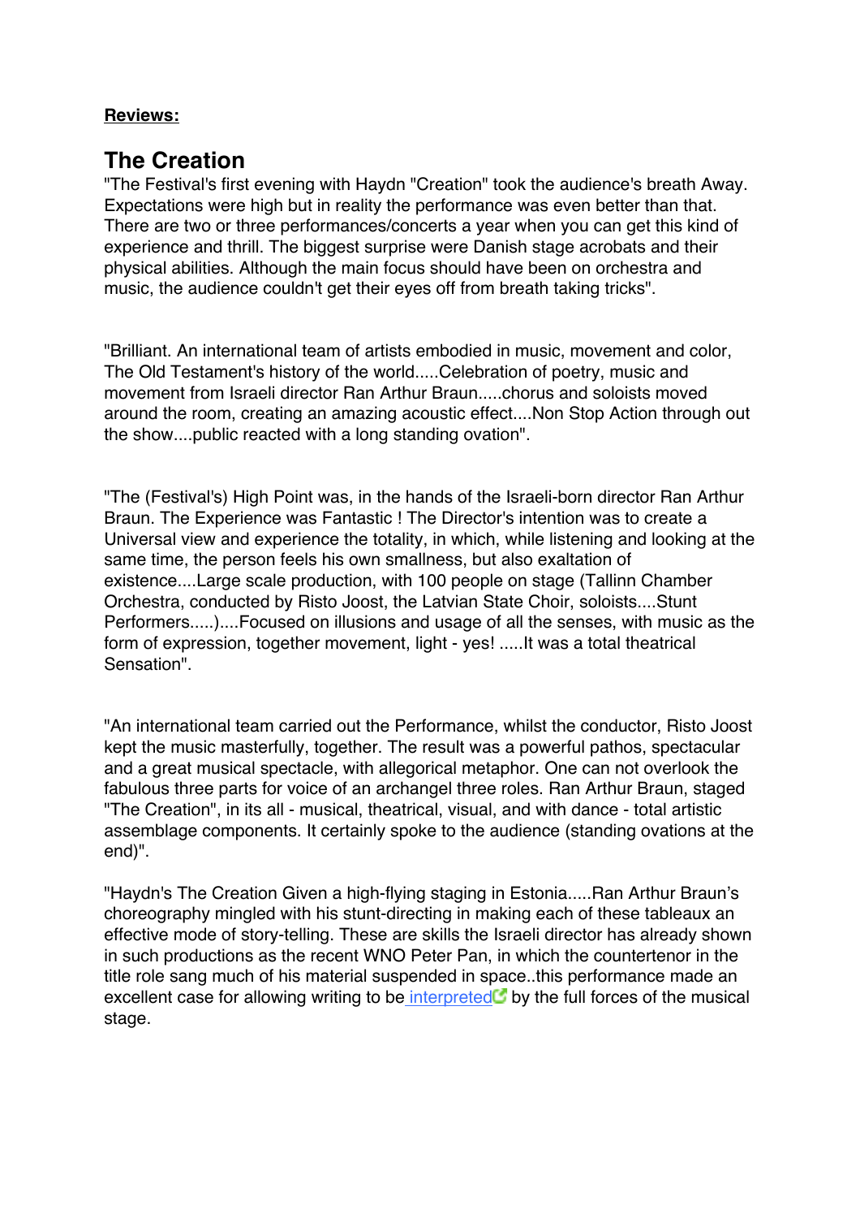**Reviews:**

## The Creation

"The Festival's first evening with Haydn "Creation" took the audience's breath Away. Expectations were high but in reality the performance was even better than that. There are two or three performances/concerts a year when you can get this kind of experience and thrill. The biggest surprise were Danish stage acrobats and their physical abilities. Although the main focus should have been on orchestra and music, the audience couldn't get their eyes off from breath taking tricks".

"Brilliant. An international team of artists embodied in music, movement and color, The Old Testament's history of the world.....Celebration of poetry, music and movement from Israeli director Ran Arthur Braun.....chorus and soloists moved around the room, creating an amazing acoustic effect....Non Stop Action through out the show....public reacted with a long standing ovation".

"The (Festival's) High Point was, in the hands of the Israeli-born director Ran Arthur Braun. The Experience was Fantastic ! The Director's intention was to create a Universal view and experience the totality, in which, while listening and looking at the same time, the person feels his own smallness, but also exaltation of existence....Large scale production, with 100 people on stage (Tallinn Chamber Orchestra, conducted by Risto Joost, the Latvian State Choir, soloists....Stunt Performers.....)....Focused on illusions and usage of all the senses, with music as the form of expression, together movement, light - yes! .....It was a total theatrical Sensation".

"An international team carried out the Performance, whilst the conductor, Risto Joost kept the music masterfully, together. The result was a powerful pathos, spectacular and a great musical spectacle, with allegorical metaphor. One can not overlook the fabulous three parts for voice of an archangel three roles. Ran Arthur Braun, staged "The Creation", in its all - musical, theatrical, visual, and with dance - total artistic assemblage components. It certainly spoke to the audience (standing ovations at the end)".

"Haydn's The Creation Given a high-flying staging in Estonia.....Ran Arthur Braun's choreography mingled with his stunt-directing in making each of these tableaux an effective mode of story-telling. These are skills the Israeli director has already shown in such productions as the recent WNO Peter Pan, in which the countertenor in the title role sang much of his material suspended in space..this performance made an excellent case for allowing writing to be interpreted by the full forces of the musical stage.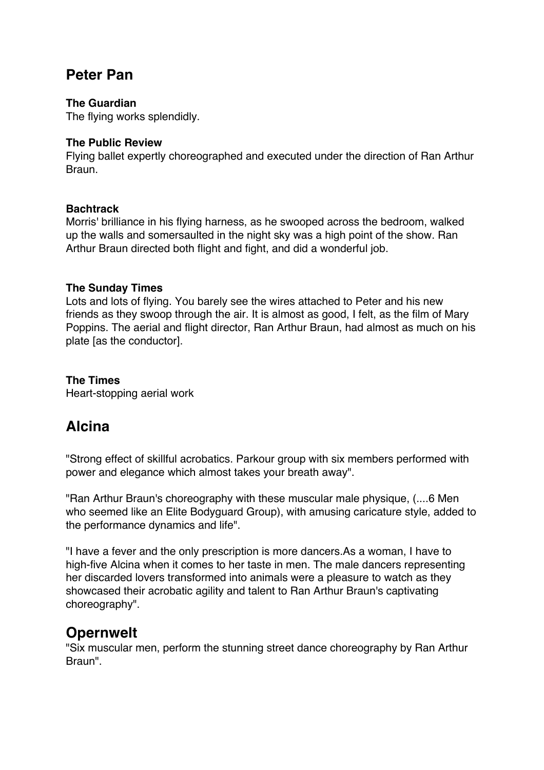## Peter Pan

**The Guardian**
The flying works splendidly.

**The Public Review**
Flying ballet expertly choreographed and executed under the direction of Ran Arthur Braun.

**Bachtrack**
Morris' brilliance in his flying harness, as he swooped across the bedroom, walked up the walls and somersaulted in the night sky was a high point of the show. Ran Arthur Braun directed both flight and fight, and did a wonderful job.

**The Sunday Times**
Lots and lots of flying. You barely see the wires attached to Peter and his new friends as they swoop through the air. It is almost as good, I felt, as the film of Mary Poppins. The aerial and flight director, Ran Arthur Braun, had almost as much on his plate [as the conductor].

**The Times**
Heart-stopping aerial work

## Alcina

"Strong effect of skillful acrobatics. Parkour group with six members performed with power and elegance which almost takes your breath away".

"Ran Arthur Braun's choreography with these muscular male physique, (....6 Men who seemed like an Elite Bodyguard Group), with amusing caricature style, added to the performance dynamics and life".

"I have a fever and the only prescription is more dancers.As a woman, I have to high-five Alcina when it comes to her taste in men. The male dancers representing her discarded lovers transformed into animals were a pleasure to watch as they showcased their acrobatic agility and talent to Ran Arthur Braun's captivating choreography".

## Opernwelt

"Six muscular men, perform the stunning street dance choreography by Ran Arthur Braun".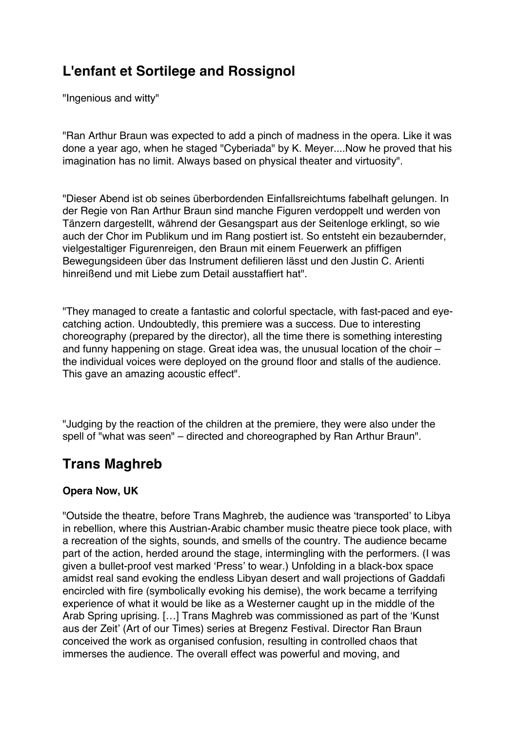## L'enfant et Sortilege and Rossignol

"Ingenious and witty"

"Ran Arthur Braun was expected to add a pinch of madness in the opera. Like it was done a year ago, when he staged "Cyberiada" by K. Meyer....Now he proved that his imagination has no limit. Always based on physical theater and virtuosity".

"Dieser Abend ist ob seines überbordenden Einfallsreichtums fabelhaft gelungen. In der Regie von Ran Arthur Braun sind manche Figuren verdoppelt und werden von Tänzern dargestellt, während der Gesangspart aus der Seitenloge erklingt, so wie auch der Chor im Publikum und im Rang postiert ist. So entsteht ein bezaubernder, vielgestaltiger Figurenreigen, den Braun mit einem Feuerwerk an pfiffigen Bewegungsideen über das Instrument defilieren lässt und den Justin C. Arienti hinreißend und mit Liebe zum Detail ausstaffiert hat".

"They managed to create a fantastic and colorful spectacle, with fast-paced and eye-catching action. Undoubtedly, this premiere was a success. Due to interesting choreography (prepared by the director), all the time there is something interesting and funny happening on stage. Great idea was, the unusual location of the choir – the individual voices were deployed on the ground floor and stalls of the audience. This gave an amazing acoustic effect".

"Judging by the reaction of the children at the premiere, they were also under the spell of "what was seen" – directed and choreographed by Ran Arthur Braun".

## Trans Maghreb

**Opera Now, UK**

"Outside the theatre, before Trans Maghreb, the audience was 'transported' to Libya in rebellion, where this Austrian-Arabic chamber music theatre piece took place, with a recreation of the sights, sounds, and smells of the country. The audience became part of the action, herded around the stage, intermingling with the performers. (I was given a bullet-proof vest marked 'Press' to wear.) Unfolding in a black-box space amidst real sand evoking the endless Libyan desert and wall projections of Gaddafi encircled with fire (symbolically evoking his demise), the work became a terrifying experience of what it would be like as a Westerner caught up in the middle of the Arab Spring uprising. […] Trans Maghreb was commissioned as part of the 'Kunst aus der Zeit' (Art of our Times) series at Bregenz Festival. Director Ran Braun conceived the work as organised confusion, resulting in controlled chaos that immerses the audience. The overall effect was powerful and moving, and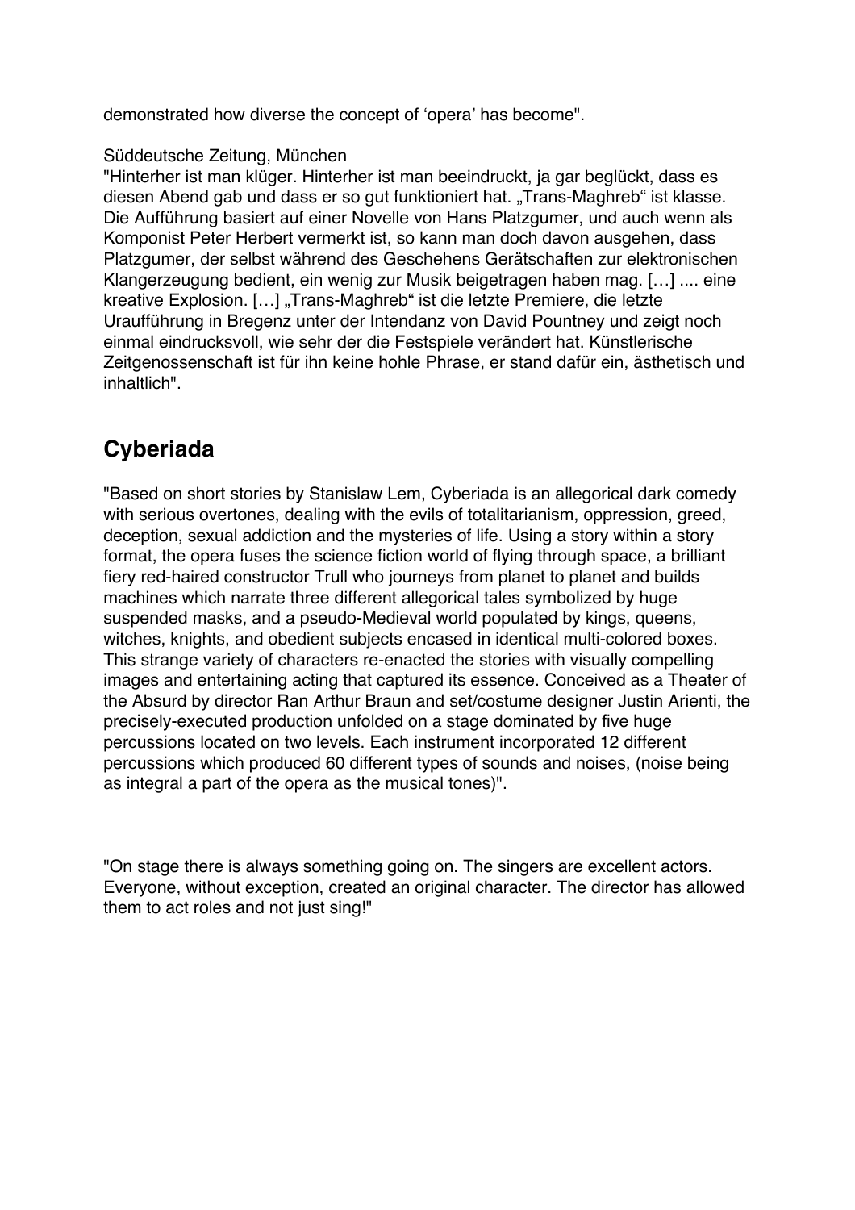demonstrated how diverse the concept of 'opera' has become".

Süddeutsche Zeitung, München
"Hinterher ist man klüger. Hinterher ist man beeindruckt, ja gar beglückt, dass es diesen Abend gab und dass er so gut funktioniert hat. „Trans-Maghreb" ist klasse. Die Aufführung basiert auf einer Novelle von Hans Platzgumer, und auch wenn als Komponist Peter Herbert vermerkt ist, so kann man doch davon ausgehen, dass Platzgumer, der selbst während des Geschehens Gerätschaften zur elektronischen Klangerzeugung bedient, ein wenig zur Musik beigetragen haben mag. […] .... eine kreative Explosion. […] „Trans-Maghreb" ist die letzte Premiere, die letzte Uraufführung in Bregenz unter der Intendanz von David Pountney und zeigt noch einmal eindrucksvoll, wie sehr der die Festspiele verändert hat. Künstlerische Zeitgenossenschaft ist für ihn keine hohle Phrase, er stand dafür ein, ästhetisch und inhaltlich".

## Cyberiada

"Based on short stories by Stanislaw Lem, Cyberiada is an allegorical dark comedy with serious overtones, dealing with the evils of totalitarianism, oppression, greed, deception, sexual addiction and the mysteries of life. Using a story within a story format, the opera fuses the science fiction world of flying through space, a brilliant fiery red-haired constructor Trull who journeys from planet to planet and builds machines which narrate three different allegorical tales symbolized by huge suspended masks, and a pseudo-Medieval world populated by kings, queens, witches, knights, and obedient subjects encased in identical multi-colored boxes. This strange variety of characters re-enacted the stories with visually compelling images and entertaining acting that captured its essence. Conceived as a Theater of the Absurd by director Ran Arthur Braun and set/costume designer Justin Arienti, the precisely-executed production unfolded on a stage dominated by five huge percussions located on two levels. Each instrument incorporated 12 different percussions which produced 60 different types of sounds and noises, (noise being as integral a part of the opera as the musical tones)".

"On stage there is always something going on. The singers are excellent actors. Everyone, without exception, created an original character. The director has allowed them to act roles and not just sing!"